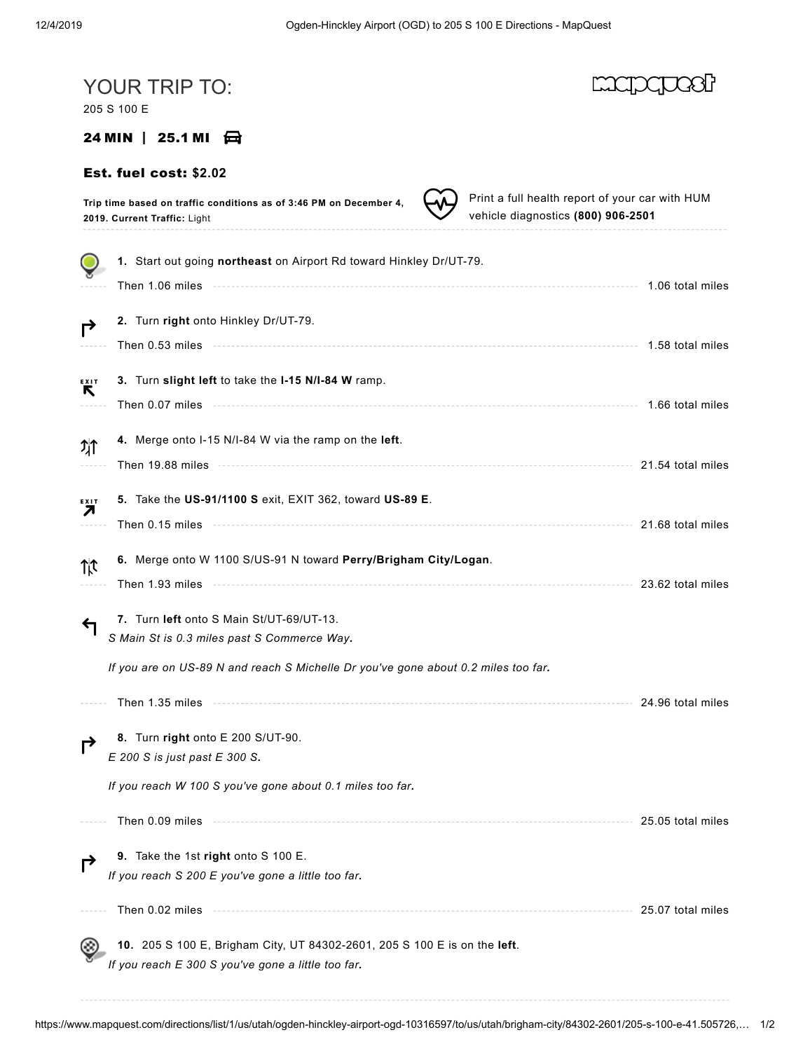# YOUR TRIP TO:

205 S 100 E

**24 MIN | 25.1 MI**

**Est. fuel cost: $2.02**

**Trip time based on traffic conditions as of 3:46 PM on December 4, 2019. Current Traffic:** Light

Print a full health report of your car with HUM vehicle diagnostics **(800) 906-2501**

1. Start out going **northeast** on Airport Rd toward Hinkley Dr/UT-79.

   Then 1.06 miles — 1.06 total miles

2. Turn **right** onto Hinkley Dr/UT-79.

   Then 0.53 miles — 1.58 total miles

3. Turn **slight left** to take the **I-15 N/I-84 W** ramp.

   Then 0.07 miles — 1.66 total miles

4. Merge onto I-15 N/I-84 W via the ramp on the **left**.

   Then 19.88 miles — 21.54 total miles

5. Take the **US-91/1100 S** exit, EXIT 362, toward **US-89 E**.

   Then 0.15 miles — 21.68 total miles

6. Merge onto W 1100 S/US-91 N toward **Perry/Brigham City/Logan**.

   Then 1.93 miles — 23.62 total miles

7. Turn **left** onto S Main St/UT-69/UT-13.

   *S Main St is 0.3 miles past S Commerce Way.*

   *If you are on US-89 N and reach S Michelle Dr you've gone about 0.2 miles too far.*

   Then 1.35 miles — 24.96 total miles

8. Turn **right** onto E 200 S/UT-90.

   *E 200 S is just past E 300 S.*

   *If you reach W 100 S you've gone about 0.1 miles too far.*

   Then 0.09 miles — 25.05 total miles

9. Take the 1st **right** onto S 100 E.

   *If you reach S 200 E you've gone a little too far.*

   Then 0.02 miles — 25.07 total miles

10. 205 S 100 E, Brigham City, UT 84302-2601, 205 S 100 E is on the **left**.

    *If you reach E 300 S you've gone a little too far.*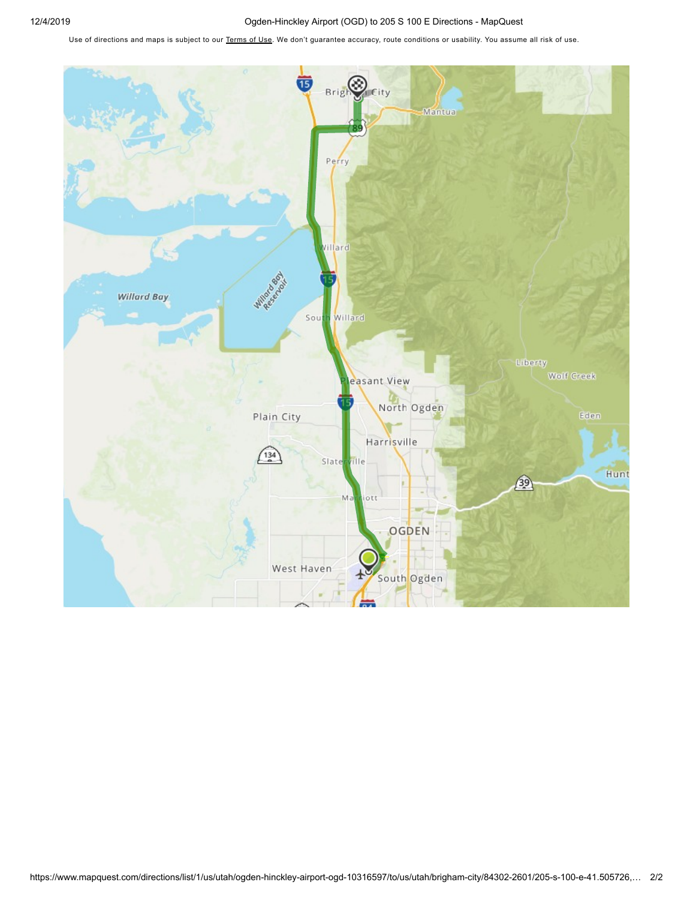Use of directions and maps is subject to our Terms of Use. We don't guarantee accuracy, route conditions or usability. You assume all risk of use.

15

Brigham City

Mantua

89

Perry

Willard

15

Willard Bay

Willard Bay Reservoir

South Willard

Liberty

Pleasant View

Wolf Creek

15

North Ogden

Plain City

Eden

Harrisville

134

Slaterville

39

Hunt

Marriott

OGDEN

West Haven

South Ogden

84